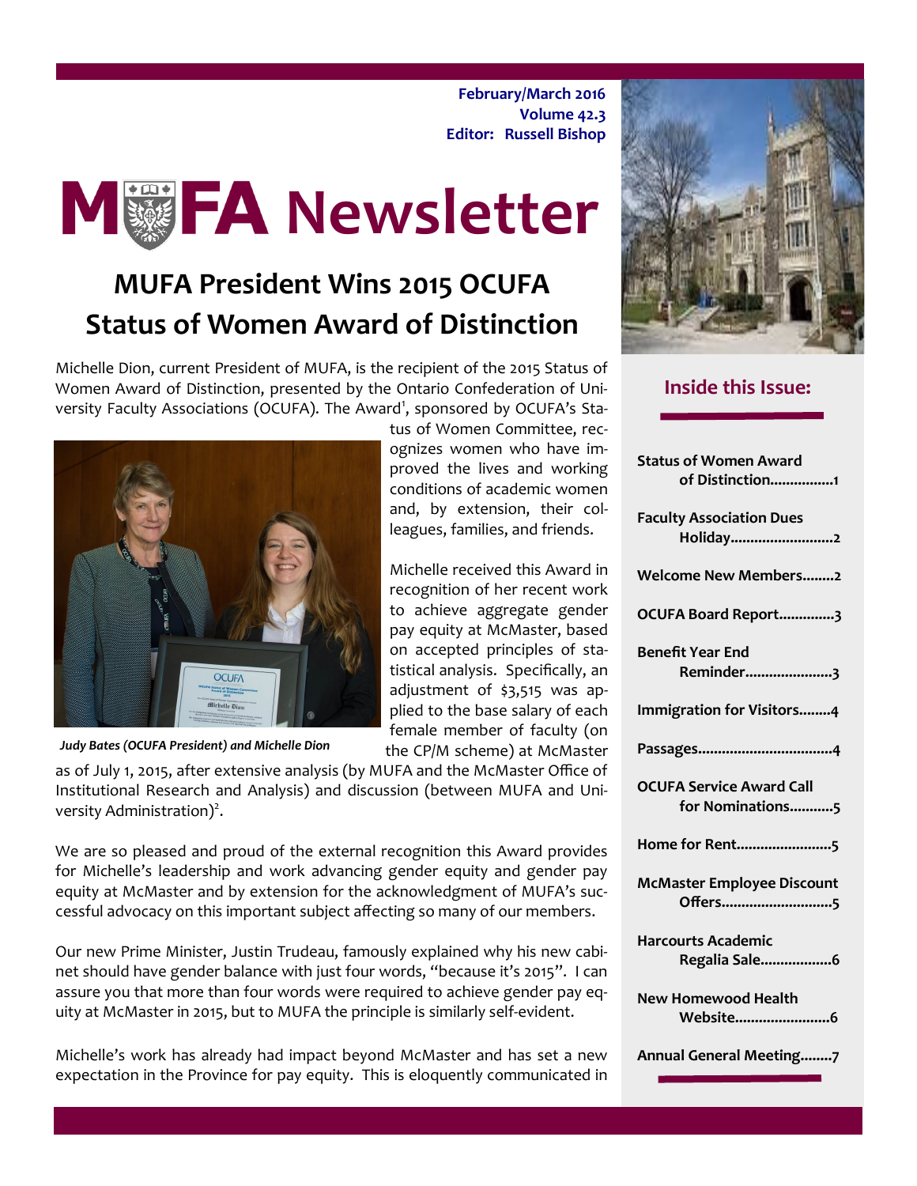February/March 2016
Volume 42.3
Editor: Russell Bishop

# MUFA Newsletter

## MUFA President Wins 2015 OCUFA Status of Women Award of Distinction

Michelle Dion, current President of MUFA, is the recipient of the 2015 Status of Women Award of Distinction, presented by the Ontario Confederation of University Faculty Associations (OCUFA). The Award[1], sponsored by OCUFA's Status of Women Committee, recognizes women who have improved the lives and working conditions of academic women and, by extension, their colleagues, families, and friends.

*Judy Bates (OCUFA President) and Michelle Dion*

Michelle received this Award in recognition of her recent work to achieve aggregate gender pay equity at McMaster, based on accepted principles of statistical analysis. Specifically, an adjustment of $3,515 was applied to the base salary of each female member of faculty (on the CP/M scheme) at McMaster as of July 1, 2015, after extensive analysis (by MUFA and the McMaster Office of Institutional Research and Analysis) and discussion (between MUFA and University Administration)[2].

We are so pleased and proud of the external recognition this Award provides for Michelle's leadership and work advancing gender equity and gender pay equity at McMaster and by extension for the acknowledgment of MUFA's successful advocacy on this important subject affecting so many of our members.

Our new Prime Minister, Justin Trudeau, famously explained why his new cabinet should have gender balance with just four words, "because it's 2015". I can assure you that more than four words were required to achieve gender pay equity at McMaster in 2015, but to MUFA the principle is similarly self-evident.

Michelle's work has already had impact beyond McMaster and has set a new expectation in the Province for pay equity. This is eloquently communicated in

### Inside this Issue:

- Status of Women Award of Distinction................1
- Faculty Association Dues Holiday..........................2
- Welcome New Members........2
- OCUFA Board Report..............3
- Benefit Year End Reminder......................3
- Immigration for Visitors........4
- Passages..................................4
- OCUFA Service Award Call for Nominations...........5
- Home for Rent........................5
- McMaster Employee Discount Offers............................5
- Harcourts Academic Regalia Sale..................6
- New Homewood Health Website........................6
- Annual General Meeting........7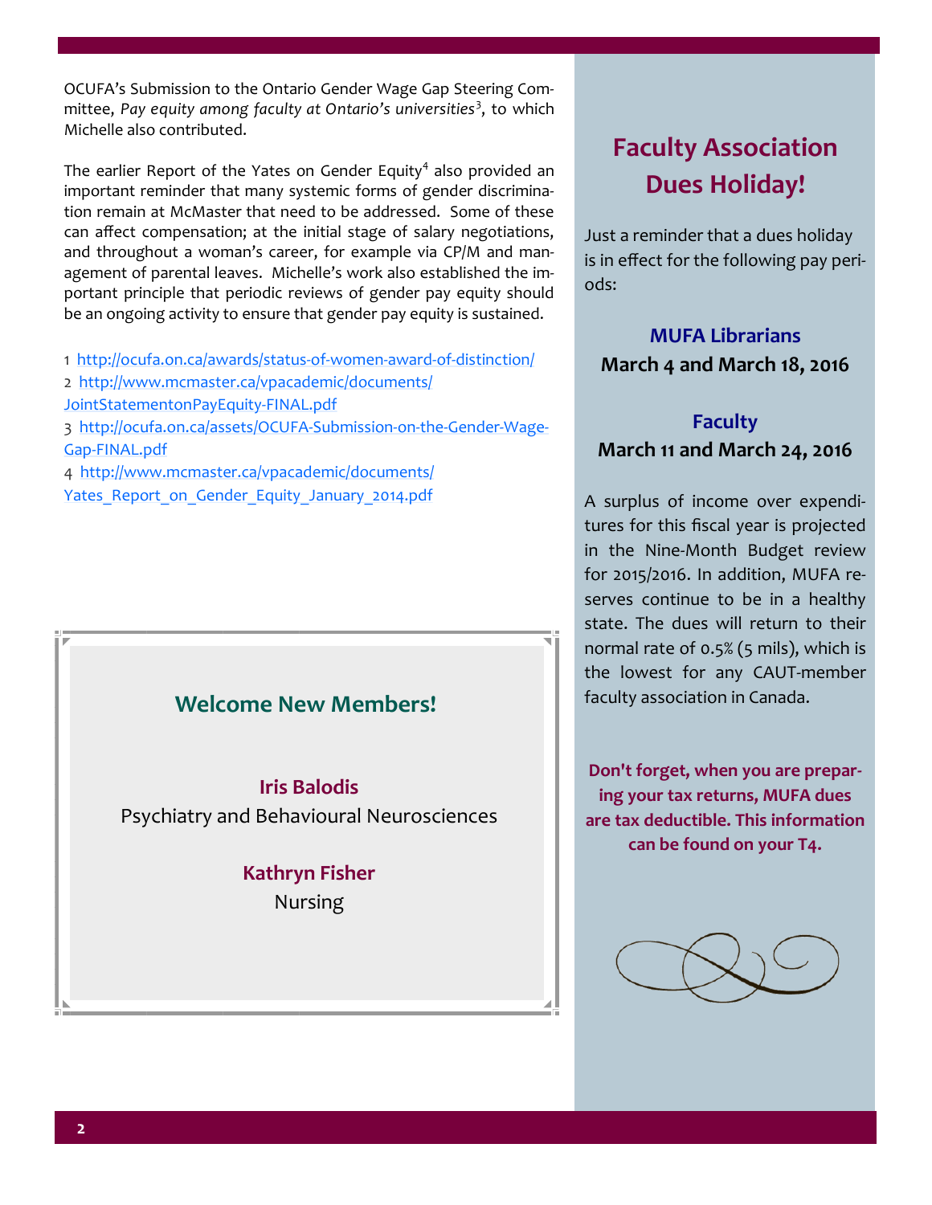OCUFA's Submission to the Ontario Gender Wage Gap Steering Committee, *Pay equity among faculty at Ontario's universities*[3], to which Michelle also contributed.

The earlier Report of the Yates on Gender Equity[4] also provided an important reminder that many systemic forms of gender discrimination remain at McMaster that need to be addressed. Some of these can affect compensation; at the initial stage of salary negotiations, and throughout a woman's career, for example via CP/M and management of parental leaves. Michelle's work also established the important principle that periodic reviews of gender pay equity should be an ongoing activity to ensure that gender pay equity is sustained.

1 http://ocufa.on.ca/awards/status-of-women-award-of-distinction/
2 http://www.mcmaster.ca/vpacademic/documents/JointStatementonPayEquity-FINAL.pdf
3 http://ocufa.on.ca/assets/OCUFA-Submission-on-the-Gender-Wage-Gap-FINAL.pdf
4 http://www.mcmaster.ca/vpacademic/documents/Yates_Report_on_Gender_Equity_January_2014.pdf

## Welcome New Members!

**Iris Balodis**
Psychiatry and Behavioural Neurosciences

**Kathryn Fisher**
Nursing

## Faculty Association Dues Holiday!

Just a reminder that a dues holiday is in effect for the following pay periods:

**MUFA Librarians**
**March 4 and March 18, 2016**

**Faculty**
**March 11 and March 24, 2016**

A surplus of income over expenditures for this fiscal year is projected in the Nine-Month Budget review for 2015/2016. In addition, MUFA reserves continue to be in a healthy state. The dues will return to their normal rate of 0.5% (5 mils), which is the lowest for any CAUT-member faculty association in Canada.

**Don't forget, when you are preparing your tax returns, MUFA dues are tax deductible. This information can be found on your T4.**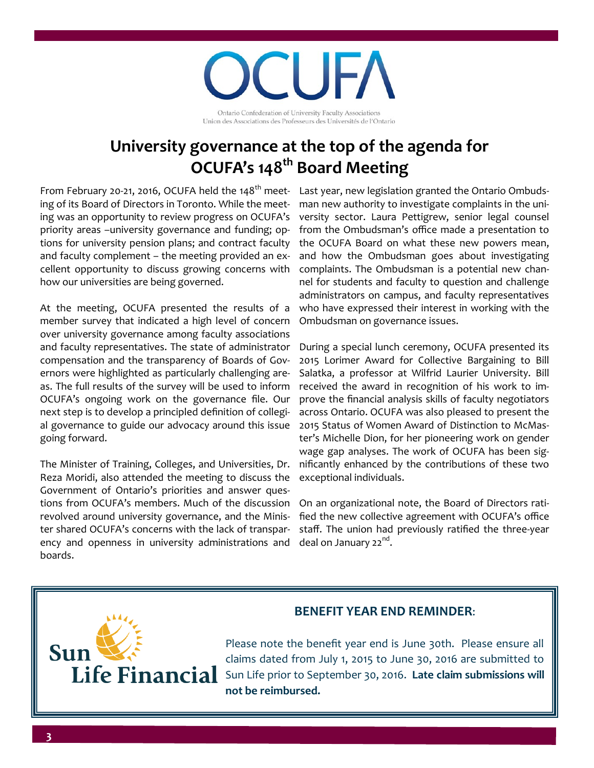OCUFA

Ontario Confederation of University Faculty Associations
Union des Associations des Professeurs des Universités de l'Ontario

# University governance at the top of the agenda for OCUFA's 148th Board Meeting

From February 20-21, 2016, OCUFA held the 148th meeting of its Board of Directors in Toronto. While the meeting was an opportunity to review progress on OCUFA's priority areas –university governance and funding; options for university pension plans; and contract faculty and faculty complement – the meeting provided an excellent opportunity to discuss growing concerns with how our universities are being governed.

At the meeting, OCUFA presented the results of a member survey that indicated a high level of concern over university governance among faculty associations and faculty representatives. The state of administrator compensation and the transparency of Boards of Governors were highlighted as particularly challenging areas. The full results of the survey will be used to inform OCUFA's ongoing work on the governance file. Our next step is to develop a principled definition of collegial governance to guide our advocacy around this issue going forward.

The Minister of Training, Colleges, and Universities, Dr. Reza Moridi, also attended the meeting to discuss the Government of Ontario's priorities and answer questions from OCUFA's members. Much of the discussion revolved around university governance, and the Minister shared OCUFA's concerns with the lack of transparency and openness in university administrations and boards.

Last year, new legislation granted the Ontario Ombudsman new authority to investigate complaints in the university sector. Laura Pettigrew, senior legal counsel from the Ombudsman's office made a presentation to the OCUFA Board on what these new powers mean, and how the Ombudsman goes about investigating complaints. The Ombudsman is a potential new channel for students and faculty to question and challenge administrators on campus, and faculty representatives who have expressed their interest in working with the Ombudsman on governance issues.

During a special lunch ceremony, OCUFA presented its 2015 Lorimer Award for Collective Bargaining to Bill Salatka, a professor at Wilfrid Laurier University. Bill received the award in recognition of his work to improve the financial analysis skills of faculty negotiators across Ontario. OCUFA was also pleased to present the 2015 Status of Women Award of Distinction to McMaster's Michelle Dion, for her pioneering work on gender wage gap analyses. The work of OCUFA has been significantly enhanced by the contributions of these two exceptional individuals.

On an organizational note, the Board of Directors ratified the new collective agreement with OCUFA's office staff. The union had previously ratified the three-year deal on January 22nd.

Sun Life Financial

**BENEFIT YEAR END REMINDER:**

Please note the benefit year end is June 30th. Please ensure all claims dated from July 1, 2015 to June 30, 2016 are submitted to Sun Life prior to September 30, 2016. **Late claim submissions will not be reimbursed.**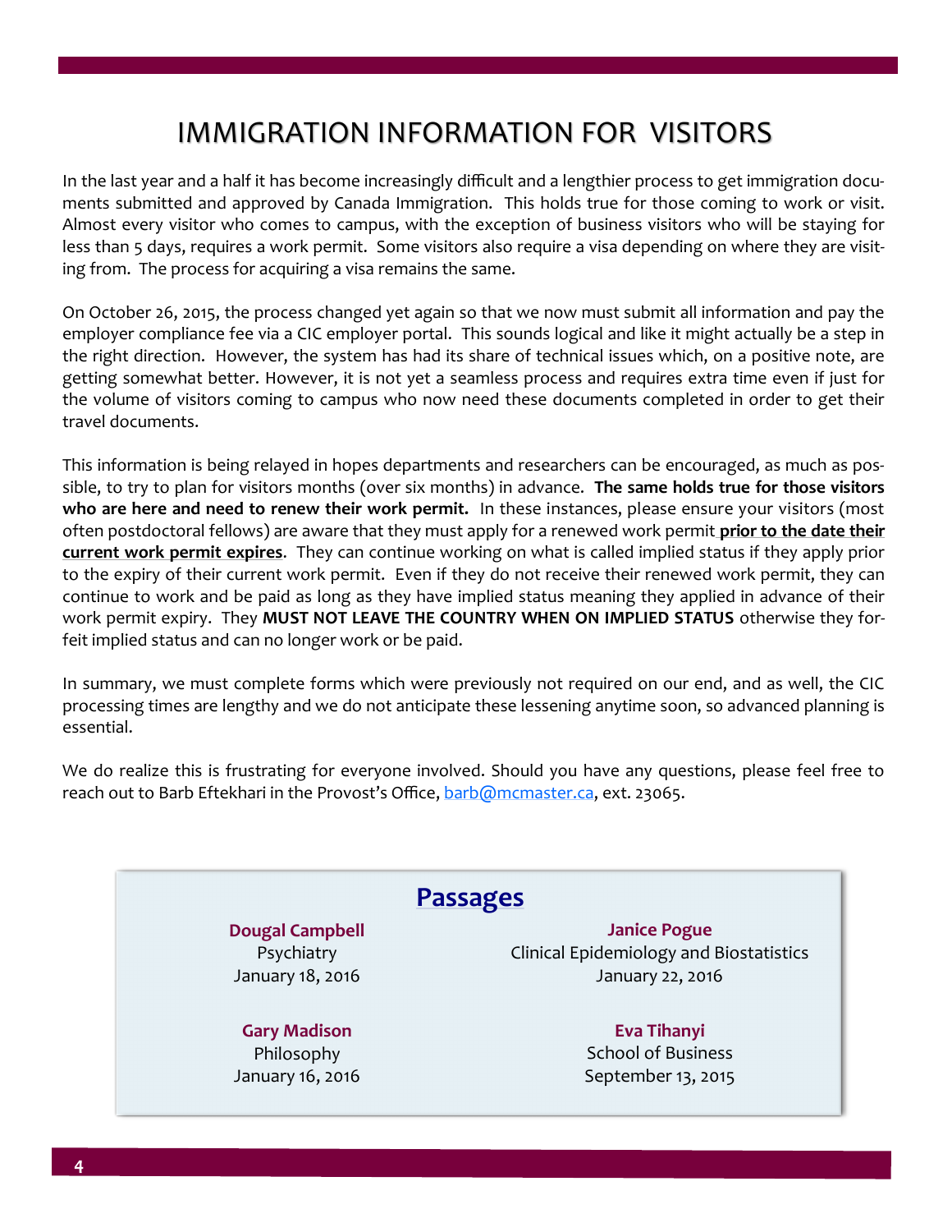# IMMIGRATION INFORMATION FOR VISITORS

In the last year and a half it has become increasingly difficult and a lengthier process to get immigration documents submitted and approved by Canada Immigration. This holds true for those coming to work or visit. Almost every visitor who comes to campus, with the exception of business visitors who will be staying for less than 5 days, requires a work permit. Some visitors also require a visa depending on where they are visiting from. The process for acquiring a visa remains the same.

On October 26, 2015, the process changed yet again so that we now must submit all information and pay the employer compliance fee via a CIC employer portal. This sounds logical and like it might actually be a step in the right direction. However, the system has had its share of technical issues which, on a positive note, are getting somewhat better. However, it is not yet a seamless process and requires extra time even if just for the volume of visitors coming to campus who now need these documents completed in order to get their travel documents.

This information is being relayed in hopes departments and researchers can be encouraged, as much as possible, to try to plan for visitors months (over six months) in advance. **The same holds true for those visitors who are here and need to renew their work permit.** In these instances, please ensure your visitors (most often postdoctoral fellows) are aware that they must apply for a renewed work permit **prior to the date their current work permit expires**. They can continue working on what is called implied status if they apply prior to the expiry of their current work permit. Even if they do not receive their renewed work permit, they can continue to work and be paid as long as they have implied status meaning they applied in advance of their work permit expiry. They **MUST NOT LEAVE THE COUNTRY WHEN ON IMPLIED STATUS** otherwise they forfeit implied status and can no longer work or be paid.

In summary, we must complete forms which were previously not required on our end, and as well, the CIC processing times are lengthy and we do not anticipate these lessening anytime soon, so advanced planning is essential.

We do realize this is frustrating for everyone involved. Should you have any questions, please feel free to reach out to Barb Eftekhari in the Provost's Office, barb@mcmaster.ca, ext. 23065.

## Passages

**Dougal Campbell**
Psychiatry
January 18, 2016

**Janice Pogue**
Clinical Epidemiology and Biostatistics
January 22, 2016

**Gary Madison**
Philosophy
January 16, 2016

**Eva Tihanyi**
School of Business
September 13, 2015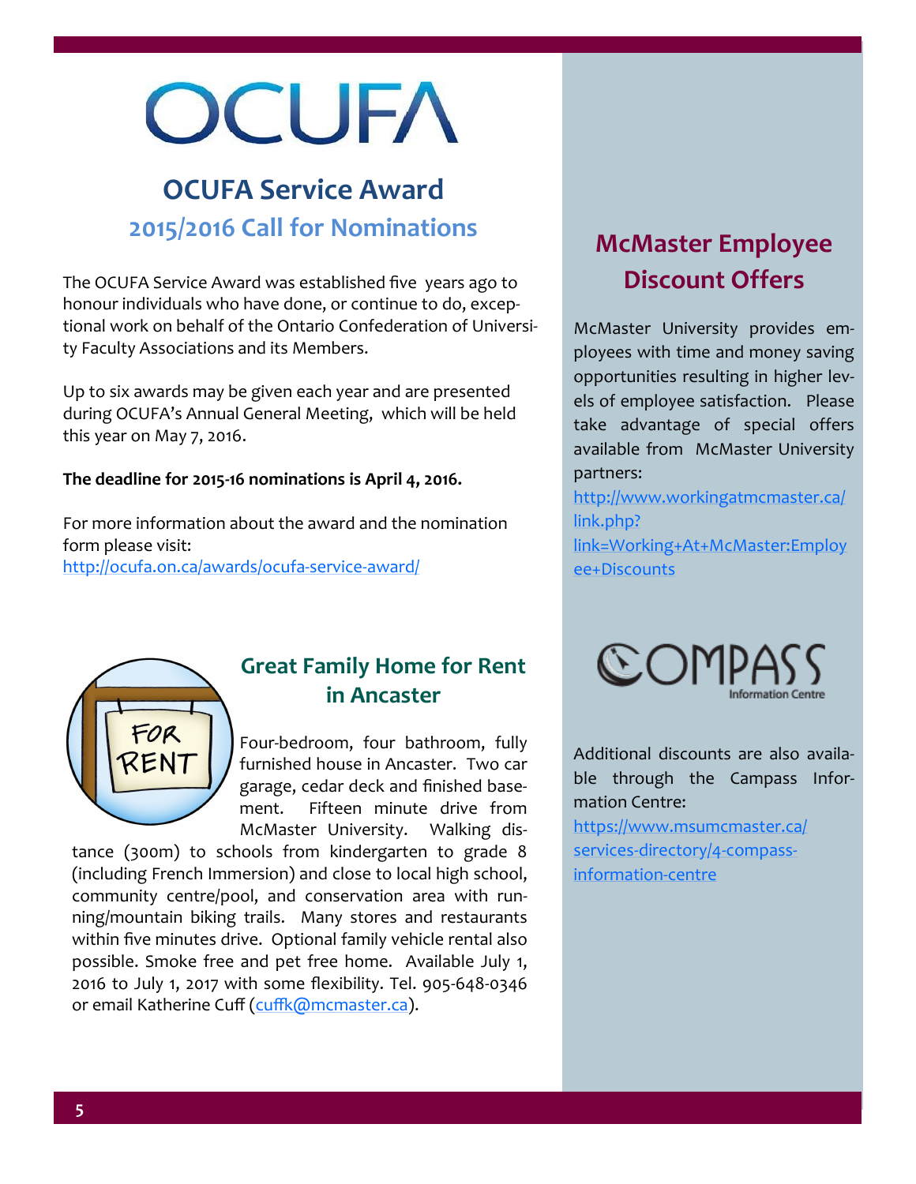# OCUFA

## OCUFA Service Award

### 2015/2016 Call for Nominations

The OCUFA Service Award was established five years ago to honour individuals who have done, or continue to do, exceptional work on behalf of the Ontario Confederation of University Faculty Associations and its Members.

Up to six awards may be given each year and are presented during OCUFA's Annual General Meeting, which will be held this year on May 7, 2016.

**The deadline for 2015-16 nominations is April 4, 2016.**

For more information about the award and the nomination form please visit:
http://ocufa.on.ca/awards/ocufa-service-award/

## Great Family Home for Rent in Ancaster

Four-bedroom, four bathroom, fully furnished house in Ancaster. Two car garage, cedar deck and finished basement. Fifteen minute drive from McMaster University. Walking distance (300m) to schools from kindergarten to grade 8 (including French Immersion) and close to local high school, community centre/pool, and conservation area with running/mountain biking trails. Many stores and restaurants within five minutes drive. Optional family vehicle rental also possible. Smoke free and pet free home. Available July 1, 2016 to July 1, 2017 with some flexibility. Tel. 905-648-0346 or email Katherine Cuff (cuffk@mcmaster.ca).

## McMaster Employee Discount Offers

McMaster University provides employees with time and money saving opportunities resulting in higher levels of employee satisfaction. Please take advantage of special offers available from McMaster University partners:
http://www.workingatmcmaster.ca/link.php?link=Working+At+McMaster:Employee+Discounts

COMPASS Information Centre

Additional discounts are also available through the Campass Information Centre:
https://www.msumcmaster.ca/services-directory/4-compass-information-centre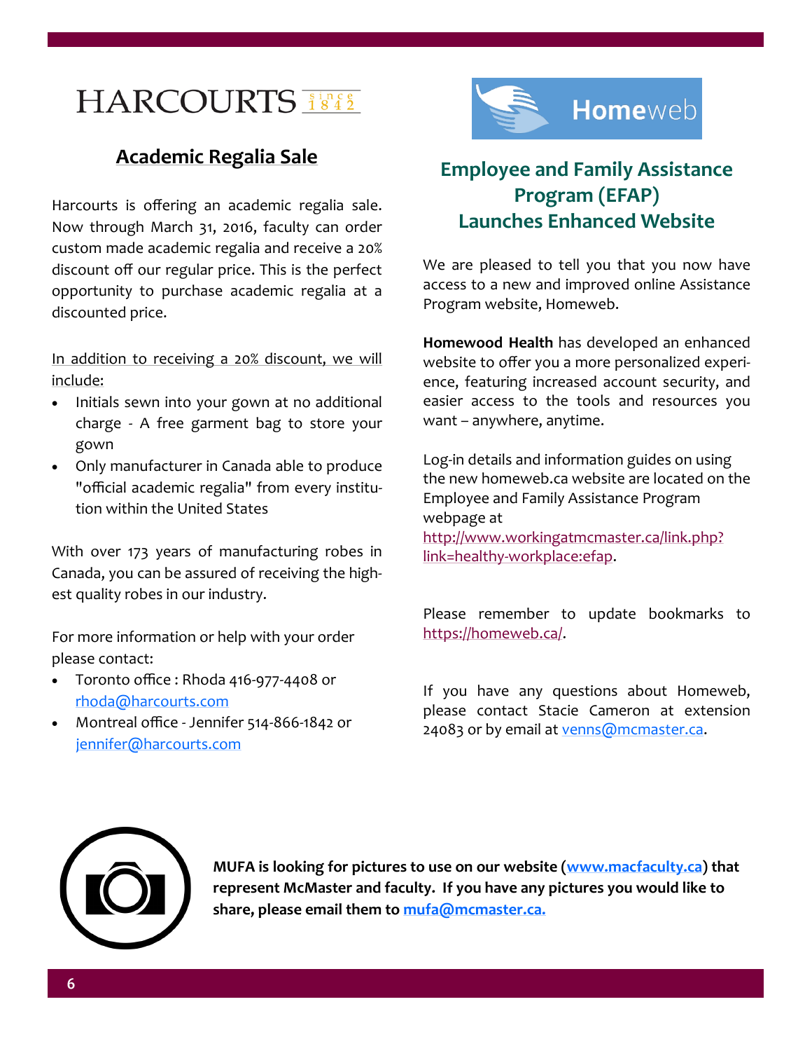HARCOURTS since 1842

## Academic Regalia Sale

Harcourts is offering an academic regalia sale. Now through March 31, 2016, faculty can order custom made academic regalia and receive a 20% discount off our regular price. This is the perfect opportunity to purchase academic regalia at a discounted price.

In addition to receiving a 20% discount, we will include:

- Initials sewn into your gown at no additional charge - A free garment bag to store your gown
- Only manufacturer in Canada able to produce "official academic regalia" from every institution within the United States

With over 173 years of manufacturing robes in Canada, you can be assured of receiving the highest quality robes in our industry.

For more information or help with your order please contact:

- Toronto office : Rhoda 416-977-4408 or rhoda@harcourts.com
- Montreal office - Jennifer 514-866-1842 or jennifer@harcourts.com

Homeweb

## Employee and Family Assistance Program (EFAP) Launches Enhanced Website

We are pleased to tell you that you now have access to a new and improved online Assistance Program website, Homeweb.

**Homewood Health** has developed an enhanced website to offer you a more personalized experience, featuring increased account security, and easier access to the tools and resources you want – anywhere, anytime.

Log-in details and information guides on using the new homeweb.ca website are located on the Employee and Family Assistance Program webpage at http://www.workingatmcmaster.ca/link.php?link=healthy-workplace:efap.

Please remember to update bookmarks to https://homeweb.ca/.

If you have any questions about Homeweb, please contact Stacie Cameron at extension 24083 or by email at venns@mcmaster.ca.

**MUFA is looking for pictures to use on our website (www.macfaculty.ca) that represent McMaster and faculty. If you have any pictures you would like to share, please email them to mufa@mcmaster.ca.**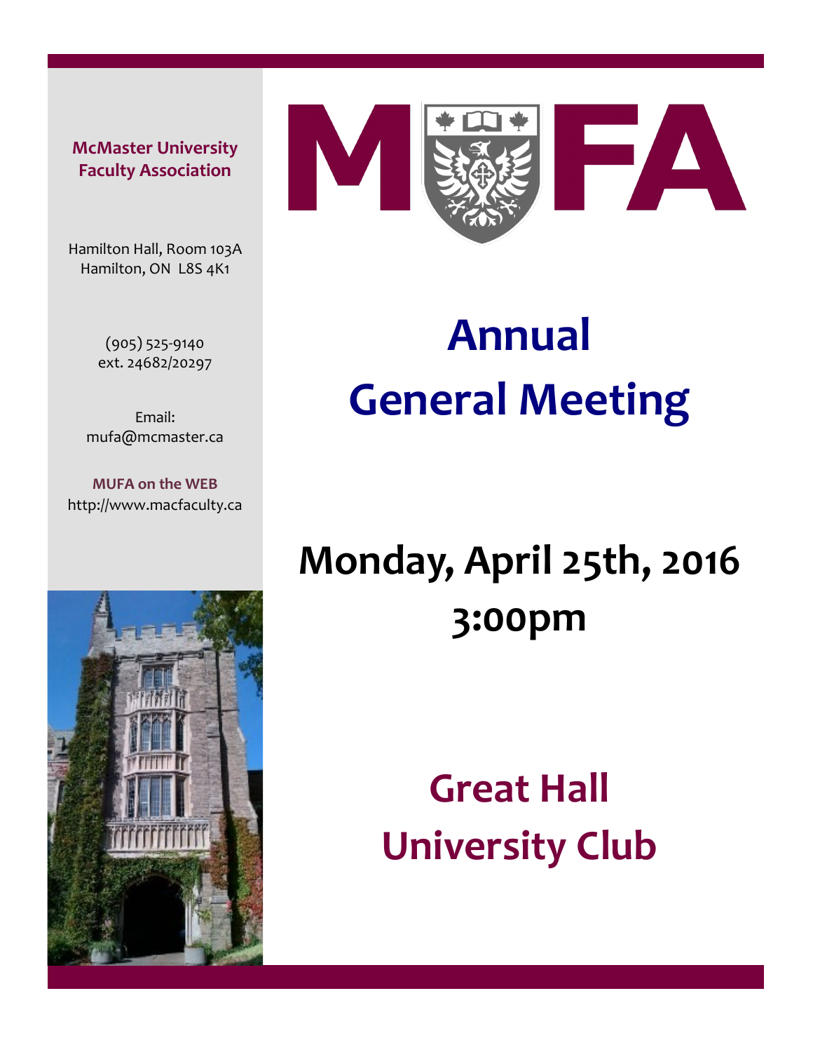**McMaster University Faculty Association**

Hamilton Hall, Room 103A
Hamilton, ON L8S 4K1

(905) 525-9140
ext. 24682/20297

Email:
mufa@mcmaster.ca

**MUFA on the WEB**
http://www.macfaculty.ca

# MUFA

# Annual General Meeting

## Monday, April 25th, 2016
## 3:00pm

## Great Hall
## University Club